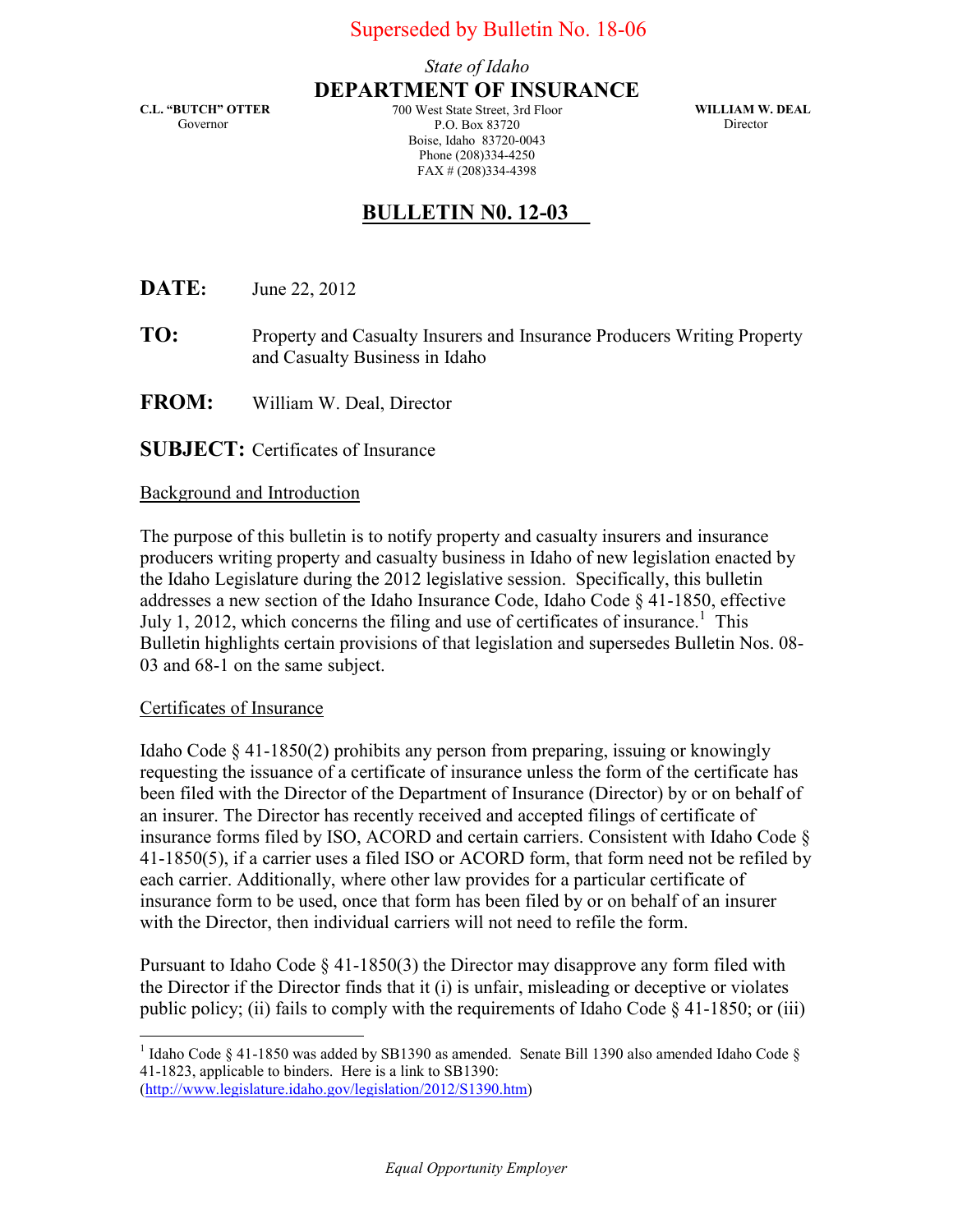Superseded by Bulletin No. 18-06

*State of Idaho*

**DEPARTMENT OF INSURANCE**

**C.L. "BUTCH" OTTER**
Governor

700 West State Street, 3rd Floor
P.O. Box 83720
Boise, Idaho 83720-0043
Phone (208)334-4250
FAX # (208)334-4398

**WILLIAM W. DEAL**
Director

# BULLETIN N0. 12-03

**DATE:** June 22, 2012

**TO:** Property and Casualty Insurers and Insurance Producers Writing Property and Casualty Business in Idaho

**FROM:** William W. Deal, Director

**SUBJECT:** Certificates of Insurance

## Background and Introduction

The purpose of this bulletin is to notify property and casualty insurers and insurance producers writing property and casualty business in Idaho of new legislation enacted by the Idaho Legislature during the 2012 legislative session. Specifically, this bulletin addresses a new section of the Idaho Insurance Code, Idaho Code § 41-1850, effective July 1, 2012, which concerns the filing and use of certificates of insurance.[1] This Bulletin highlights certain provisions of that legislation and supersedes Bulletin Nos. 08-03 and 68-1 on the same subject.

## Certificates of Insurance

Idaho Code § 41-1850(2) prohibits any person from preparing, issuing or knowingly requesting the issuance of a certificate of insurance unless the form of the certificate has been filed with the Director of the Department of Insurance (Director) by or on behalf of an insurer. The Director has recently received and accepted filings of certificate of insurance forms filed by ISO, ACORD and certain carriers. Consistent with Idaho Code § 41-1850(5), if a carrier uses a filed ISO or ACORD form, that form need not be refiled by each carrier. Additionally, where other law provides for a particular certificate of insurance form to be used, once that form has been filed by or on behalf of an insurer with the Director, then individual carriers will not need to refile the form.

Pursuant to Idaho Code § 41-1850(3) the Director may disapprove any form filed with the Director if the Director finds that it (i) is unfair, misleading or deceptive or violates public policy; (ii) fails to comply with the requirements of Idaho Code § 41-1850; or (iii)

[1] Idaho Code § 41-1850 was added by SB1390 as amended. Senate Bill 1390 also amended Idaho Code § 41-1823, applicable to binders. Here is a link to SB1390: (http://www.legislature.idaho.gov/legislation/2012/S1390.htm)

*Equal Opportunity Employer*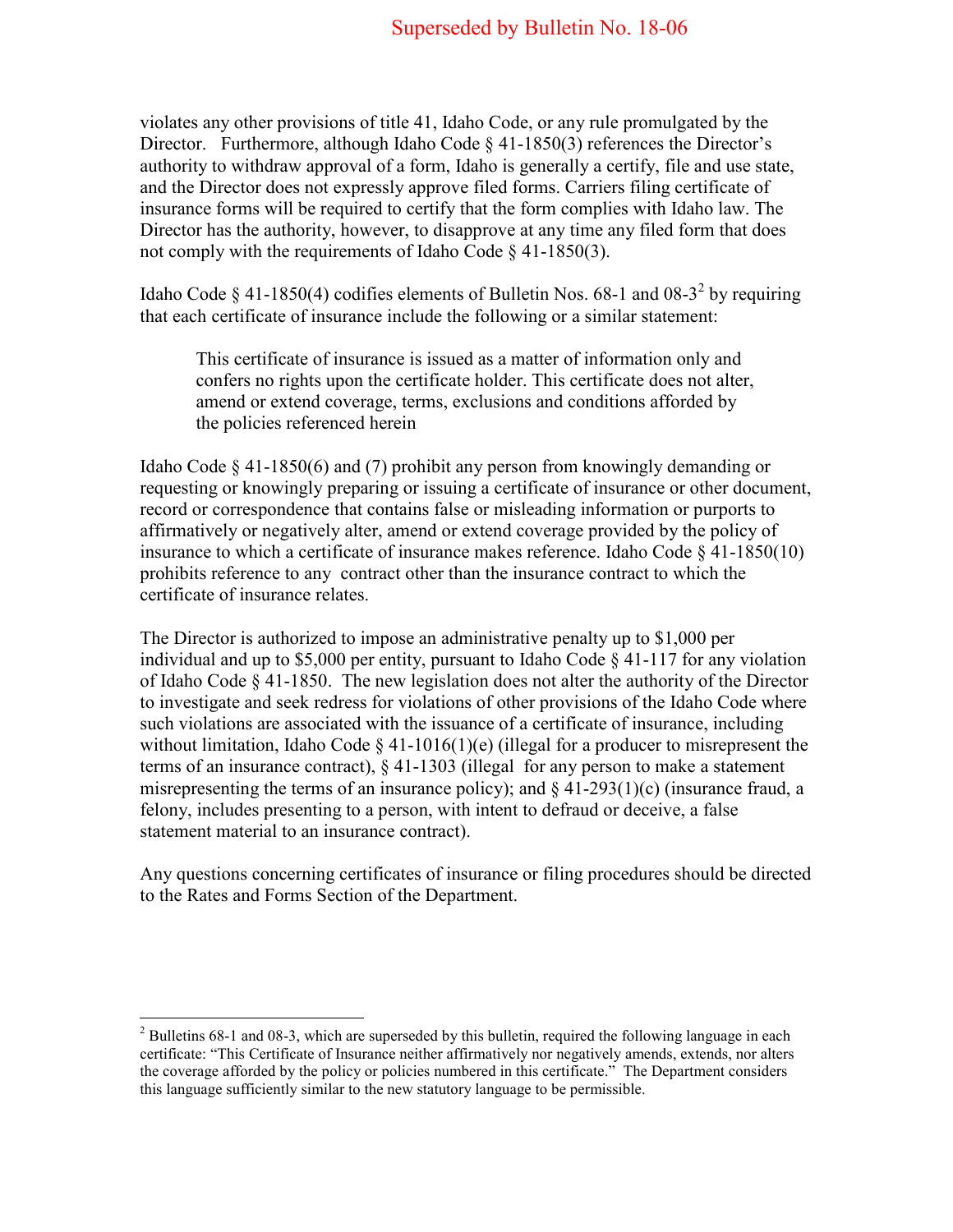Superseded by Bulletin No. 18-06

violates any other provisions of title 41, Idaho Code, or any rule promulgated by the Director. Furthermore, although Idaho Code § 41-1850(3) references the Director's authority to withdraw approval of a form, Idaho is generally a certify, file and use state, and the Director does not expressly approve filed forms. Carriers filing certificate of insurance forms will be required to certify that the form complies with Idaho law. The Director has the authority, however, to disapprove at any time any filed form that does not comply with the requirements of Idaho Code § 41-1850(3).

Idaho Code § 41-1850(4) codifies elements of Bulletin Nos. 68-1 and 08-3[2] by requiring that each certificate of insurance include the following or a similar statement:

> This certificate of insurance is issued as a matter of information only and confers no rights upon the certificate holder. This certificate does not alter, amend or extend coverage, terms, exclusions and conditions afforded by the policies referenced herein

Idaho Code § 41-1850(6) and (7) prohibit any person from knowingly demanding or requesting or knowingly preparing or issuing a certificate of insurance or other document, record or correspondence that contains false or misleading information or purports to affirmatively or negatively alter, amend or extend coverage provided by the policy of insurance to which a certificate of insurance makes reference. Idaho Code § 41-1850(10) prohibits reference to any contract other than the insurance contract to which the certificate of insurance relates.

The Director is authorized to impose an administrative penalty up to $1,000 per individual and up to $5,000 per entity, pursuant to Idaho Code § 41-117 for any violation of Idaho Code § 41-1850. The new legislation does not alter the authority of the Director to investigate and seek redress for violations of other provisions of the Idaho Code where such violations are associated with the issuance of a certificate of insurance, including without limitation, Idaho Code § 41-1016(1)(e) (illegal for a producer to misrepresent the terms of an insurance contract), § 41-1303 (illegal for any person to make a statement misrepresenting the terms of an insurance policy); and § 41-293(1)(c) (insurance fraud, a felony, includes presenting to a person, with intent to defraud or deceive, a false statement material to an insurance contract).

Any questions concerning certificates of insurance or filing procedures should be directed to the Rates and Forms Section of the Department.

[2] Bulletins 68-1 and 08-3, which are superseded by this bulletin, required the following language in each certificate: "This Certificate of Insurance neither affirmatively nor negatively amends, extends, nor alters the coverage afforded by the policy or policies numbered in this certificate." The Department considers this language sufficiently similar to the new statutory language to be permissible.